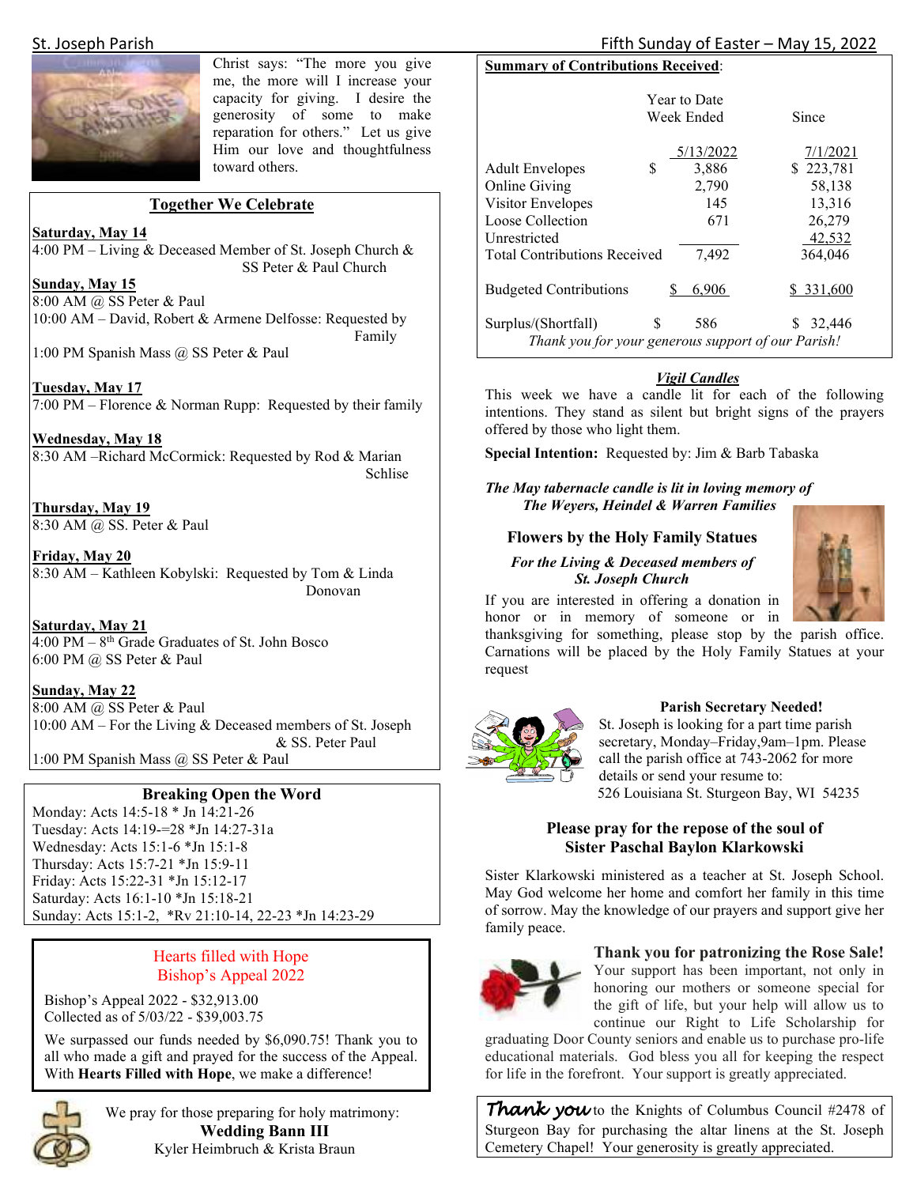Christ says: "The more you give me, the more will I increase your capacity for giving. I desire the generosity of some to make reparation for others." Let us give Him our love and thoughtfulness toward others.

## Together We Celebrate

**Saturday, May 14**
4:00 PM – Living & Deceased Member of St. Joseph Church & SS Peter & Paul Church

**Sunday, May 15**
8:00 AM @ SS Peter & Paul
10:00 AM – David, Robert & Armene Delfosse: Requested by Family
1:00 PM Spanish Mass @ SS Peter & Paul

**Tuesday, May 17**
7:00 PM – Florence & Norman Rupp: Requested by their family

**Wednesday, May 18**
8:30 AM –Richard McCormick: Requested by Rod & Marian Schlise

**Thursday, May 19**
8:30 AM @ SS. Peter & Paul

**Friday, May 20**
8:30 AM – Kathleen Kobylski: Requested by Tom & Linda Donovan

**Saturday, May 21**
4:00 PM – 8th Grade Graduates of St. John Bosco
6:00 PM @ SS Peter & Paul

**Sunday, May 22**
8:00 AM @ SS Peter & Paul
10:00 AM – For the Living & Deceased members of St. Joseph & SS. Peter Paul
1:00 PM Spanish Mass @ SS Peter & Paul

## Breaking Open the Word

Monday: Acts 14:5-18 * Jn 14:21-26
Tuesday: Acts 14:19-=28 *Jn 14:27-31a
Wednesday: Acts 15:1-6 *Jn 15:1-8
Thursday: Acts 15:7-21 *Jn 15:9-11
Friday: Acts 15:22-31 *Jn 15:12-17
Saturday: Acts 16:1-10 *Jn 15:18-21
Sunday: Acts 15:1-2, *Rv 21:10-14, 22-23 *Jn 14:23-29

## Hearts filled with Hope
## Bishop's Appeal 2022

Bishop's Appeal 2022 - $32,913.00
Collected as of 5/03/22 - $39,003.75

We surpassed our funds needed by $6,090.75! Thank you to all who made a gift and prayed for the success of the Appeal. With **Hearts Filled with Hope**, we make a difference!

We pray for those preparing for holy matrimony:
**Wedding Bann III**
Kyler Heimbruch & Krista Braun

**Summary of Contributions Received:**

| | Year to Date Week Ended 5/13/2022 | Since 7/1/2021 |
|---|---|---|
| Adult Envelopes | $ 3,886 | $ 223,781 |
| Online Giving | 2,790 | 58,138 |
| Visitor Envelopes | 145 | 13,316 |
| Loose Collection | 671 | 26,279 |
| Unrestricted | | 42,532 |
| Total Contributions Received | 7,492 | 364,046 |
| Budgeted Contributions | $ 6,906 | $ 331,600 |
| Surplus/(Shortfall) | $ 586 | $ 32,446 |

*Thank you for your generous support of our Parish!*

### *Vigil Candles*

This week we have a candle lit for each of the following intentions. They stand as silent but bright signs of the prayers offered by those who light them.

**Special Intention:** Requested by: Jim & Barb Tabaska

***The May tabernacle candle is lit in loving memory of The Weyers, Heindel & Warren Families***

### Flowers by the Holy Family Statues

***For the Living & Deceased members of St. Joseph Church***

If you are interested in offering a donation in honor or in memory of someone or in thanksgiving for something, please stop by the parish office. Carnations will be placed by the Holy Family Statues at your request

### Parish Secretary Needed!

St. Joseph is looking for a part time parish secretary, Monday–Friday,9am–1pm. Please call the parish office at 743-2062 for more details or send your resume to:
526 Louisiana St. Sturgeon Bay, WI 54235

### Please pray for the repose of the soul of Sister Paschal Baylon Klarkowski

Sister Klarkowski ministered as a teacher at St. Joseph School. May God welcome her home and comfort her family in this time of sorrow. May the knowledge of our prayers and support give her family peace.

### Thank you for patronizing the Rose Sale!

Your support has been important, not only in honoring our mothers or someone special for the gift of life, but your help will allow us to continue our Right to Life Scholarship for graduating Door County seniors and enable us to purchase pro-life educational materials. God bless you all for keeping the respect for life in the forefront. Your support is greatly appreciated.

***Thank you*** to the Knights of Columbus Council #2478 of Sturgeon Bay for purchasing the altar linens at the St. Joseph Cemetery Chapel! Your generosity is greatly appreciated.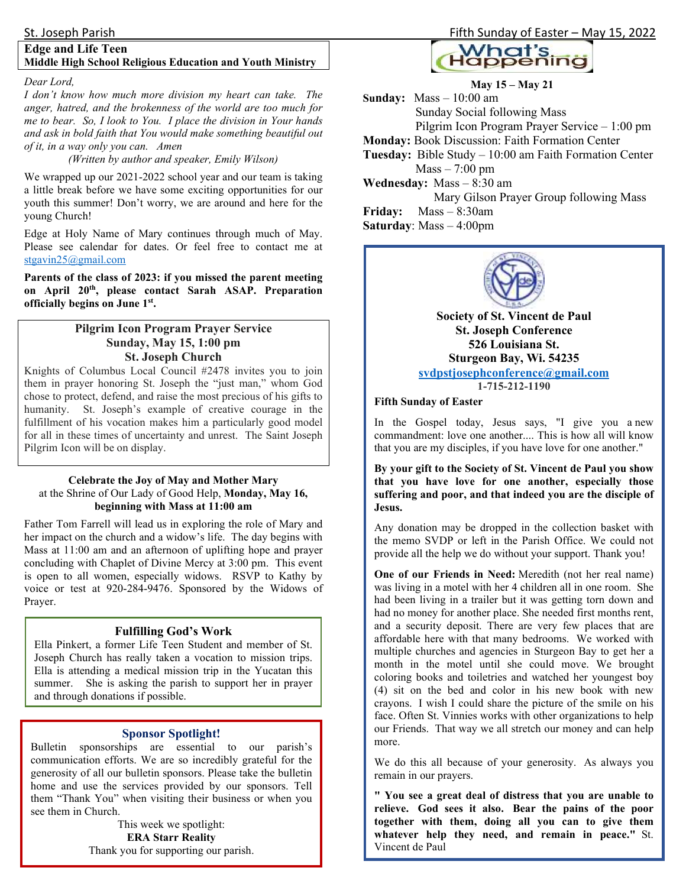## Edge and Life Teen

### Middle High School Religious Education and Youth Ministry

*Dear Lord,*
*I don't know how much more division my heart can take. The anger, hatred, and the brokenness of the world are too much for me to bear. So, I look to You. I place the division in Your hands and ask in bold faith that You would make something beautiful out of it, in a way only you can. Amen*
*(Written by author and speaker, Emily Wilson)*

We wrapped up our 2021-2022 school year and our team is taking a little break before we have some exciting opportunities for our youth this summer! Don't worry, we are around and here for the young Church!

Edge at Holy Name of Mary continues through much of May. Please see calendar for dates. Or feel free to contact me at stgavin25@gmail.com

**Parents of the class of 2023: if you missed the parent meeting on April 20th, please contact Sarah ASAP. Preparation officially begins on June 1st.**

### Pilgrim Icon Program Prayer Service
**Sunday, May 15, 1:00 pm**
**St. Joseph Church**

Knights of Columbus Local Council #2478 invites you to join them in prayer honoring St. Joseph the "just man," whom God chose to protect, defend, and raise the most precious of his gifts to humanity. St. Joseph's example of creative courage in the fulfillment of his vocation makes him a particularly good model for all in these times of uncertainty and unrest. The Saint Joseph Pilgrim Icon will be on display.

**Celebrate the Joy of May and Mother Mary**
at the Shrine of Our Lady of Good Help, **Monday, May 16, beginning with Mass at 11:00 am**

Father Tom Farrell will lead us in exploring the role of Mary and her impact on the church and a widow's life. The day begins with Mass at 11:00 am and an afternoon of uplifting hope and prayer concluding with Chaplet of Divine Mercy at 3:00 pm. This event is open to all women, especially widows. RSVP to Kathy by voice or test at 920-284-9476. Sponsored by the Widows of Prayer.

### Fulfilling God's Work

Ella Pinkert, a former Life Teen Student and member of St. Joseph Church has really taken a vocation to mission trips. Ella is attending a medical mission trip in the Yucatan this summer. She is asking the parish to support her in prayer and through donations if possible.

### Sponsor Spotlight!

Bulletin sponsorships are essential to our parish's communication efforts. We are so incredibly grateful for the generosity of all our bulletin sponsors. Please take the bulletin home and use the services provided by our sponsors. Tell them "Thank You" when visiting their business or when you see them in Church.

This week we spotlight:
**ERA Starr Reality**
Thank you for supporting our parish.

## What's Happening

**May 15 – May 21**

**Sunday:** Mass – 10:00 am
Sunday Social following Mass
Pilgrim Icon Program Prayer Service – 1:00 pm
**Monday:** Book Discussion: Faith Formation Center
**Tuesday:** Bible Study – 10:00 am Faith Formation Center
Mass – 7:00 pm
**Wednesday:** Mass – 8:30 am
Mary Gilson Prayer Group following Mass
**Friday:** Mass – 8:30am
**Saturday**: Mass – 4:00pm

**Society of St. Vincent de Paul**
**St. Joseph Conference**
**526 Louisiana St.**
**Sturgeon Bay, Wi. 54235**
**svdpstjosephconference@gmail.com**
**1-715-212-1190**

**Fifth Sunday of Easter**

In the Gospel today, Jesus says, "I give you a new commandment: love one another.... This is how all will know that you are my disciples, if you have love for one another."

**By your gift to the Society of St. Vincent de Paul you show that you have love for one another, especially those suffering and poor, and that indeed you are the disciple of Jesus.**

Any donation may be dropped in the collection basket with the memo SVDP or left in the Parish Office. We could not provide all the help we do without your support. Thank you!

**One of our Friends in Need:** Meredith (not her real name) was living in a motel with her 4 children all in one room. She had been living in a trailer but it was getting torn down and had no money for another place. She needed first months rent, and a security deposit. There are very few places that are affordable here with that many bedrooms. We worked with multiple churches and agencies in Sturgeon Bay to get her a month in the motel until she could move. We brought coloring books and toiletries and watched her youngest boy (4) sit on the bed and color in his new book with new crayons. I wish I could share the picture of the smile on his face. Often St. Vinnies works with other organizations to help our Friends. That way we all stretch our money and can help more.

We do this all because of your generosity. As always you remain in our prayers.

**" You see a great deal of distress that you are unable to relieve. God sees it also. Bear the pains of the poor together with them, doing all you can to give them whatever help they need, and remain in peace."** St. Vincent de Paul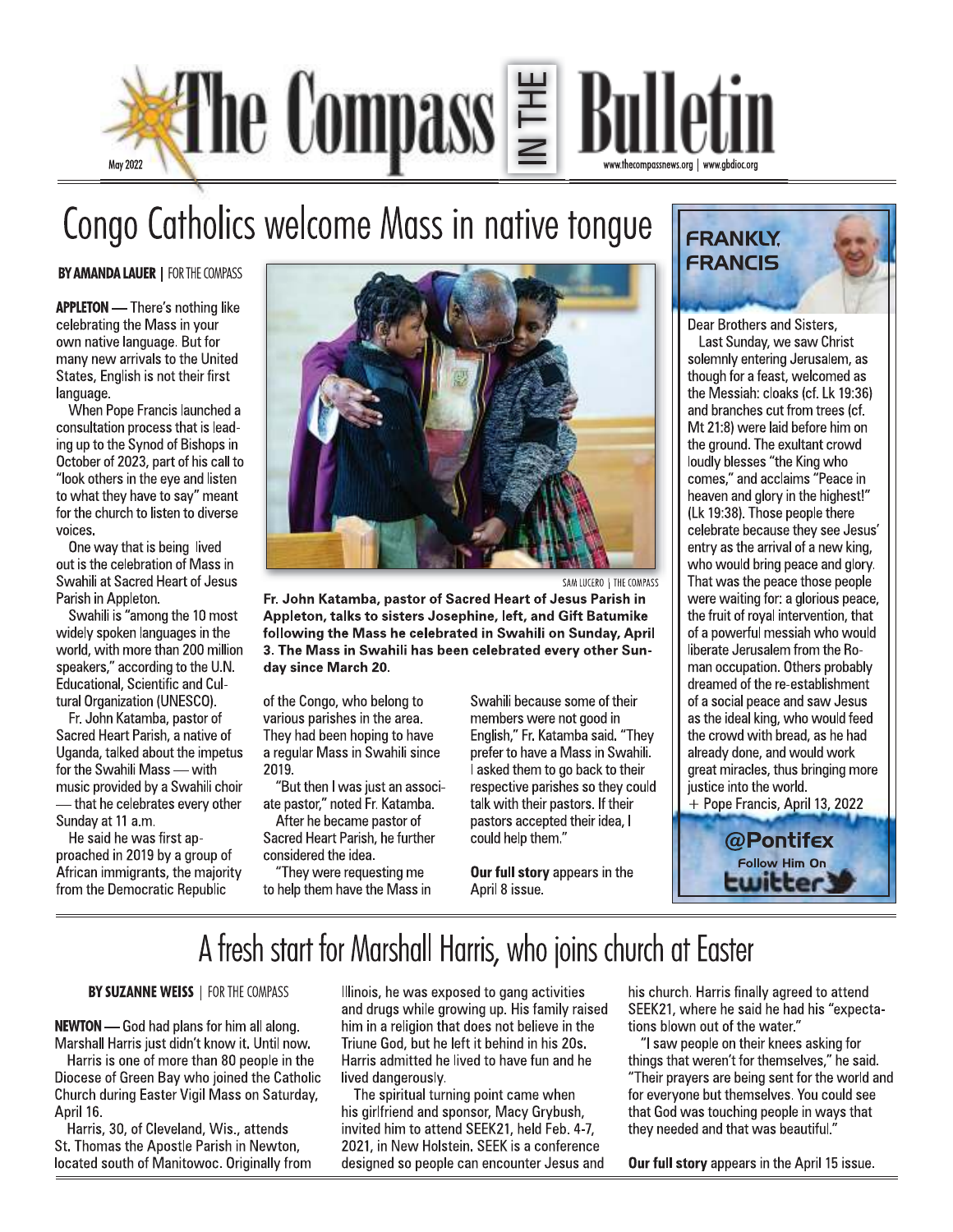# Congo Catholics welcome Mass in native tongue

**BY AMANDA LAUER** | FOR THE COMPASS

**APPLETON —** There's nothing like celebrating the Mass in your own native language. But for many new arrivals to the United States, English is not their first language.

When Pope Francis launched a consultation process that is leading up to the Synod of Bishops in October of 2023, part of his call to "look others in the eye and listen to what they have to say" meant for the church to listen to diverse voices.

One way that is being lived out is the celebration of Mass in Swahili at Sacred Heart of Jesus Parish in Appleton.

Swahili is "among the 10 most widely spoken languages in the world, with more than 200 million speakers," according to the U.N. Educational, Scientific and Cultural Organization (UNESCO).

Fr. John Katamba, pastor of Sacred Heart Parish, a native of Uganda, talked about the impetus for the Swahili Mass — with music provided by a Swahili choir — that he celebrates every other Sunday at 11 a.m.

He said he was first approached in 2019 by a group of African immigrants, the majority from the Democratic Republic of the Congo, who belong to various parishes in the area. They had been hoping to have a regular Mass in Swahili since 2019.

"But then I was just an associate pastor," noted Fr. Katamba.

After he became pastor of Sacred Heart Parish, he further considered the idea.

"They were requesting me to help them have the Mass in Swahili because some of their members were not good in English," Fr. Katamba said. "They prefer to have a Mass in Swahili. I asked them to go back to their respective parishes so they could talk with their pastors. If their pastors accepted their idea, I could help them."

**Our full story** appears in the April 8 issue.

SAM LUCERO | THE COMPASS

**Fr. John Katamba, pastor of Sacred Heart of Jesus Parish in Appleton, talks to sisters Josephine, left, and Gift Batumike following the Mass he celebrated in Swahili on Sunday, April 3. The Mass in Swahili has been celebrated every other Sunday since March 20.**

## FRANKLY, FRANCIS

Dear Brothers and Sisters,

Last Sunday, we saw Christ solemnly entering Jerusalem, as though for a feast, welcomed as the Messiah: cloaks (cf. Lk 19:36) and branches cut from trees (cf. Mt 21:8) were laid before him on the ground. The exultant crowd loudly blesses "the King who comes," and acclaims "Peace in heaven and glory in the highest!" (Lk 19:38). Those people there celebrate because they see Jesus' entry as the arrival of a new king, who would bring peace and glory. That was the peace those people were waiting for: a glorious peace, the fruit of royal intervention, that of a powerful messiah who would liberate Jerusalem from the Roman occupation. Others probably dreamed of the re-establishment of a social peace and saw Jesus as the ideal king, who would feed the crowd with bread, as he had already done, and would work great miracles, thus bringing more justice into the world.

\+ Pope Francis, April 13, 2022

@Pontifex
Follow Him On twitter

# A fresh start for Marshall Harris, who joins church at Easter

**BY SUZANNE WEISS** | FOR THE COMPASS

**NEWTON —** God had plans for him all along. Marshall Harris just didn't know it. Until now.

Harris is one of more than 80 people in the Diocese of Green Bay who joined the Catholic Church during Easter Vigil Mass on Saturday, April 16.

Harris, 30, of Cleveland, Wis., attends St. Thomas the Apostle Parish in Newton, located south of Manitowoc. Originally from Illinois, he was exposed to gang activities and drugs while growing up. His family raised him in a religion that does not believe in the Triune God, but he left it behind in his 20s. Harris admitted he lived to have fun and he lived dangerously.

The spiritual turning point came when his girlfriend and sponsor, Macy Grybush, invited him to attend SEEK21, held Feb. 4-7, 2021, in New Holstein. SEEK is a conference designed so people can encounter Jesus and his church. Harris finally agreed to attend SEEK21, where he said he had his "expectations blown out of the water."

"I saw people on their knees asking for things that weren't for themselves," he said. "Their prayers are being sent for the world and for everyone but themselves. You could see that God was touching people in ways that they needed and that was beautiful."

**Our full story** appears in the April 15 issue.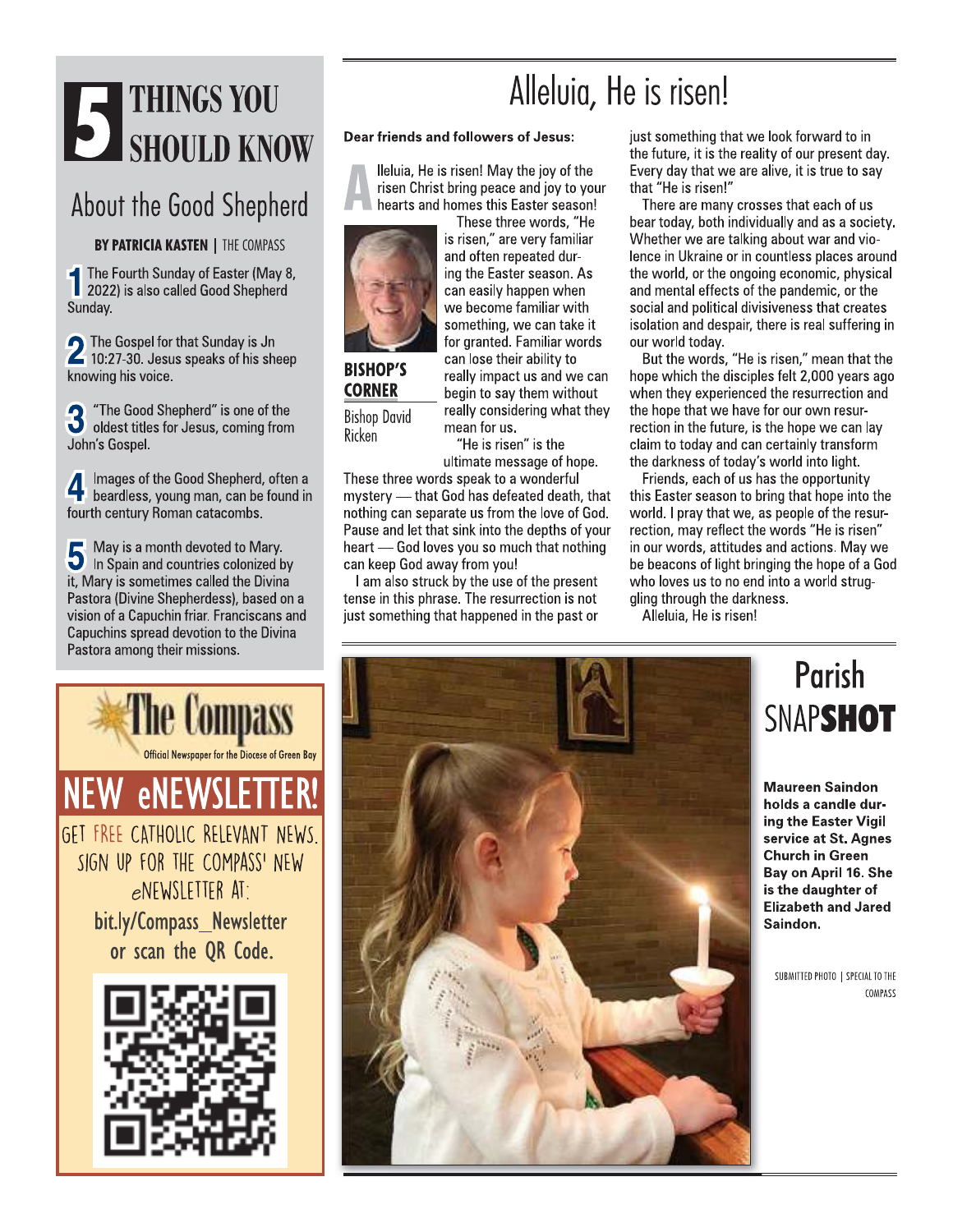# 5 THINGS YOU SHOULD KNOW

## About the Good Shepherd

**BY PATRICIA KASTEN** | THE COMPASS

1. The Fourth Sunday of Easter (May 8, 2022) is also called Good Shepherd Sunday.

2. The Gospel for that Sunday is Jn 10:27-30. Jesus speaks of his sheep knowing his voice.

3. "The Good Shepherd" is one of the oldest titles for Jesus, coming from John's Gospel.

4. Images of the Good Shepherd, often a beardless, young man, can be found in fourth century Roman catacombs.

5. May is a month devoted to Mary. In Spain and countries colonized by it, Mary is sometimes called the Divina Pastora (Divine Shepherdess), based on a vision of a Capuchin friar. Franciscans and Capuchins spread devotion to the Divina Pastora among their missions.

---

**The Compass**

Official Newspaper for the Diocese of Green Bay

# NEW eNEWSLETTER!

GET FREE CATHOLIC RELEVANT NEWS. SIGN UP FOR THE COMPASS' NEW eNEWSLETTER AT: bit.ly/Compass_Newsletter or scan the QR Code.

---

# Alleluia, He is risen!

**BISHOP'S CORNER**

Bishop David Ricken

**Dear friends and followers of Jesus:**

Alleluia, He is risen! May the joy of the risen Christ bring peace and joy to your hearts and homes this Easter season!

These three words, "He is risen," are very familiar and often repeated during the Easter season. As can easily happen when we become familiar with something, we can take it for granted. Familiar words can lose their ability to really impact us and we can begin to say them without really considering what they mean for us.

"He is risen" is the ultimate message of hope. These three words speak to a wonderful mystery — that God has defeated death, that nothing can separate us from the love of God. Pause and let that sink into the depths of your heart — God loves you so much that nothing can keep God away from you!

I am also struck by the use of the present tense in this phrase. The resurrection is not just something that happened in the past or just something that we look forward to in the future, it is the reality of our present day. Every day that we are alive, it is true to say that "He is risen!"

There are many crosses that each of us bear today, both individually and as a society. Whether we are talking about war and violence in Ukraine or in countless places around the world, or the ongoing economic, physical and mental effects of the pandemic, or the social and political divisiveness that creates isolation and despair, there is real suffering in our world today.

But the words, "He is risen," mean that the hope which the disciples felt 2,000 years ago when they experienced the resurrection and the hope that we have for our own resurrection in the future, is the hope we can lay claim to today and can certainly transform the darkness of today's world into light.

Friends, each of us has the opportunity this Easter season to bring that hope into the world. I pray that we, as people of the resurrection, may reflect the words "He is risen" in our words, attitudes and actions. May we be beacons of light bringing the hope of a God who loves us to no end into a world struggling through the darkness.

Alleluia, He is risen!

---

# Parish SNAPSHOT

**Maureen Saindon holds a candle during the Easter Vigil service at St. Agnes Church in Green Bay on April 16. She is the daughter of Elizabeth and Jared Saindon.**

SUBMITTED PHOTO | SPECIAL TO THE COMPASS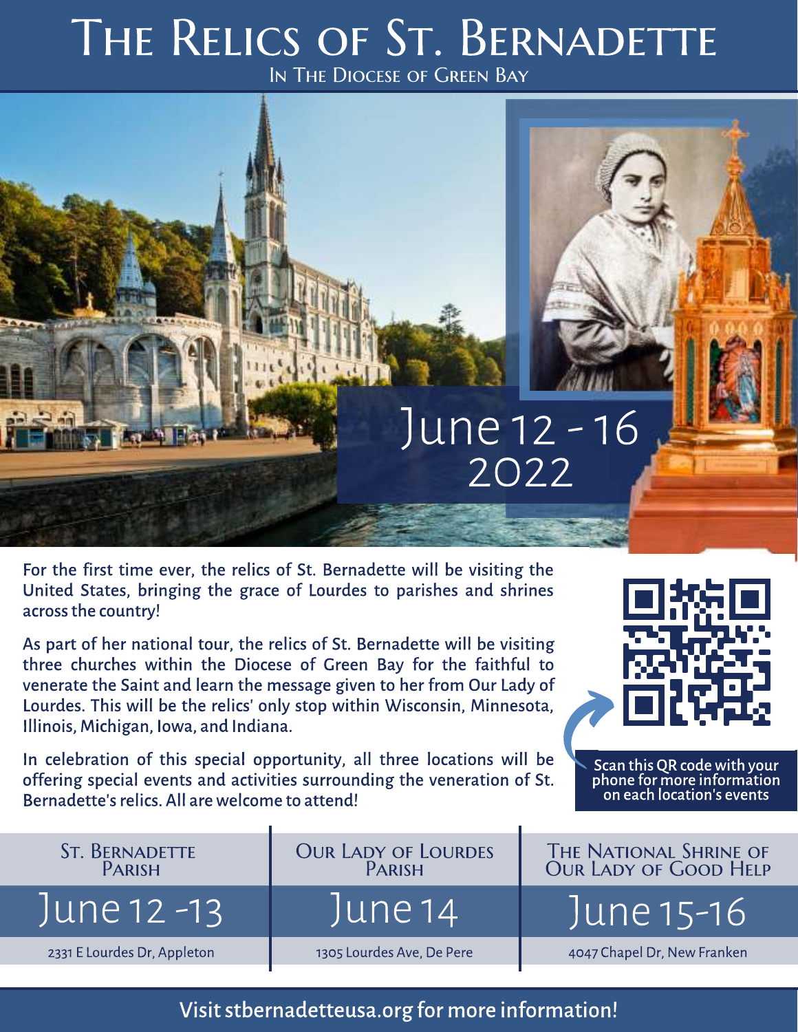# The Relics of St. Bernadette

## In The Diocese of Green Bay

June 12 - 16
2022

For the first time ever, the relics of St. Bernadette will be visiting the United States, bringing the grace of Lourdes to parishes and shrines across the country!

As part of her national tour, the relics of St. Bernadette will be visiting three churches within the Diocese of Green Bay for the faithful to venerate the Saint and learn the message given to her from Our Lady of Lourdes. This will be the relics' only stop within Wisconsin, Minnesota, Illinois, Michigan, Iowa, and Indiana.

In celebration of this special opportunity, all three locations will be offering special events and activities surrounding the veneration of St. Bernadette's relics. All are welcome to attend!

Scan this QR code with your phone for more information on each location's events

| St. Bernadette Parish | Our Lady of Lourdes Parish | The National Shrine of Our Lady of Good Help |
|---|---|---|
| June 12 -13 | June 14 | June 15-16 |
| 2331 E Lourdes Dr, Appleton | 1305 Lourdes Ave, De Pere | 4047 Chapel Dr, New Franken |

Visit stbernadetteusa.org for more information!